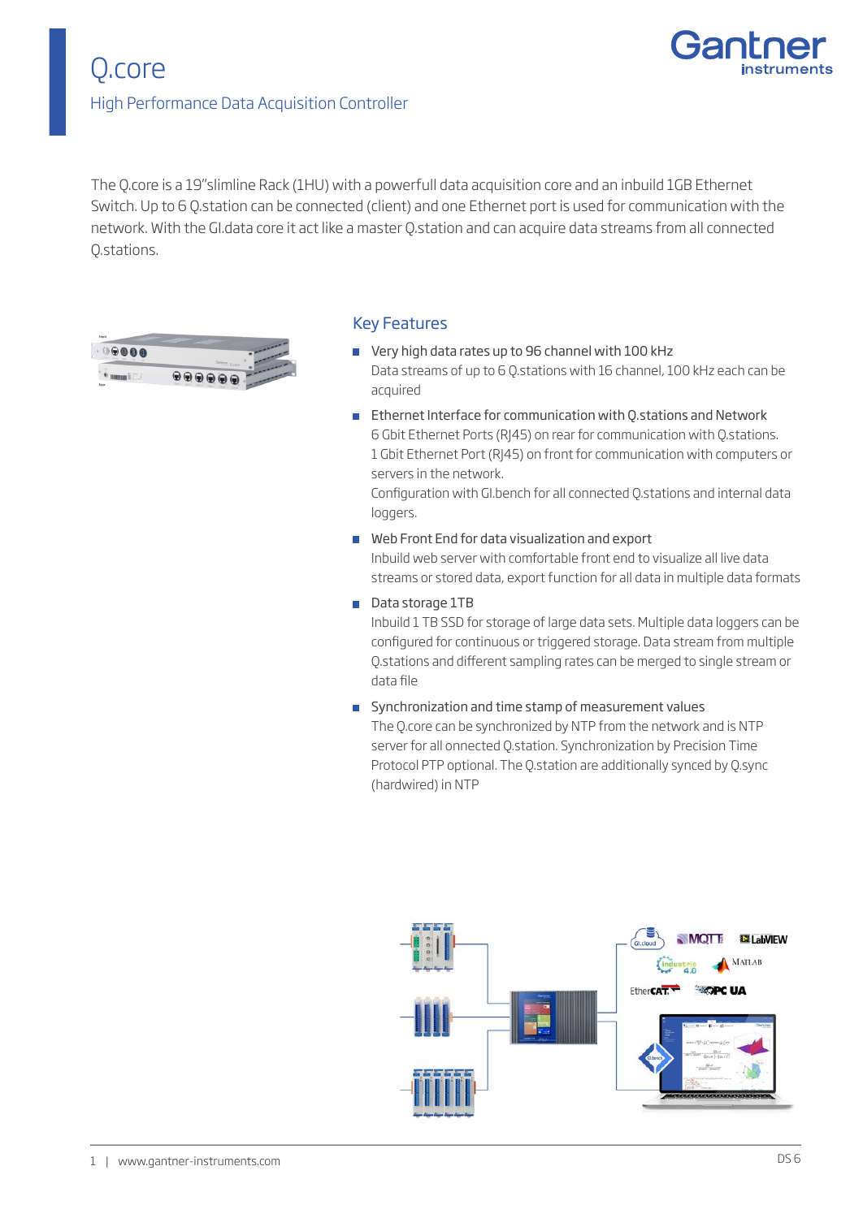# Q.core

## High Performance Data Acquisition Controller

The Q.core is a 19"slimline Rack (1HU) with a powerfull data acquisition core and an inbuild 1GB Ethernet Switch. Up to 6 Q.station can be connected (client) and one Ethernet port is used for communication with the network. With the GI.data core it act like a master Q.station and can acquire data streams from all connected Q.stations.

### Key Features

- Very high data rates up to 96 channel with 100 kHz
  Data streams of up to 6 Q.stations with 16 channel, 100 kHz each can be acquired
- Ethernet Interface for communication with Q.stations and Network
  6 Gbit Ethernet Ports (RJ45) on rear for communication with Q.stations.
  1 Gbit Ethernet Port (RJ45) on front for communication with computers or servers in the network.
  Configuration with GI.bench for all connected Q.stations and internal data loggers.
- Web Front End for data visualization and export
  Inbuild web server with comfortable front end to visualize all live data streams or stored data, export function for all data in multiple data formats
- Data storage 1TB
  Inbuild 1 TB SSD for storage of large data sets. Multiple data loggers can be configured for continuous or triggered storage. Data stream from multiple Q.stations and different sampling rates can be merged to single stream or data file
- Synchronization and time stamp of measurement values
  The Q.core can be synchronized by NTP from the network and is NTP server for all onnected Q.station. Synchronization by Precision Time Protocol PTP optional. The Q.station are additionally synced by Q.sync (hardwired) in NTP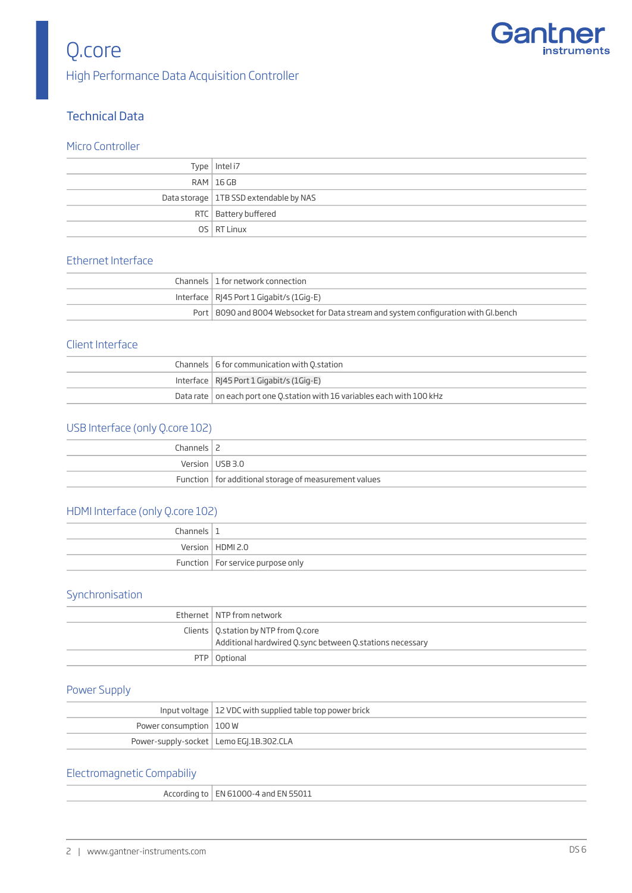# Q.core

High Performance Data Acquisition Controller

## Technical Data

### Micro Controller

| | |
|---|---|
| Type | Intel i7 |
| RAM | 16 GB |
| Data storage | 1TB SSD extendable by NAS |
| RTC | Battery buffered |
| OS | RT Linux |

### Ethernet Interface

| | |
|---|---|
| Channels | 1 for network connection |
| Interface | RJ45 Port 1 Gigabit/s (1Gig-E) |
| Port | 8090 and 8004 Websocket for Data stream and system configuration with GI.bench |

### Client Interface

| | |
|---|---|
| Channels | 6 for communication with Q.station |
| Interface | RJ45 Port 1 Gigabit/s (1Gig-E) |
| Data rate | on each port one Q.station with 16 variables each with 100 kHz |

### USB Interface (only Q.core 102)

| | |
|---|---|
| Channels | 2 |
| Version | USB 3.0 |
| Function | for additional storage of measurement values |

### HDMI Interface (only Q.core 102)

| | |
|---|---|
| Channels | 1 |
| Version | HDMI 2.0 |
| Function | For service purpose only |

### Synchronisation

| | |
|---|---|
| Ethernet | NTP from network |
| Clients | Q.station by NTP from Q.core<br>Additional hardwired Q.sync between Q.stations necessary |
| PTP | Optional |

### Power Supply

| | |
|---|---|
| Input voltage | 12 VDC with supplied table top power brick |
| Power consumption | 100 W |
| Power-supply-socket | Lemo EGJ.1B.302.CLA |

### Electromagnetic Compabiliy

| | |
|---|---|
| According to | EN 61000-4 and EN 55011 |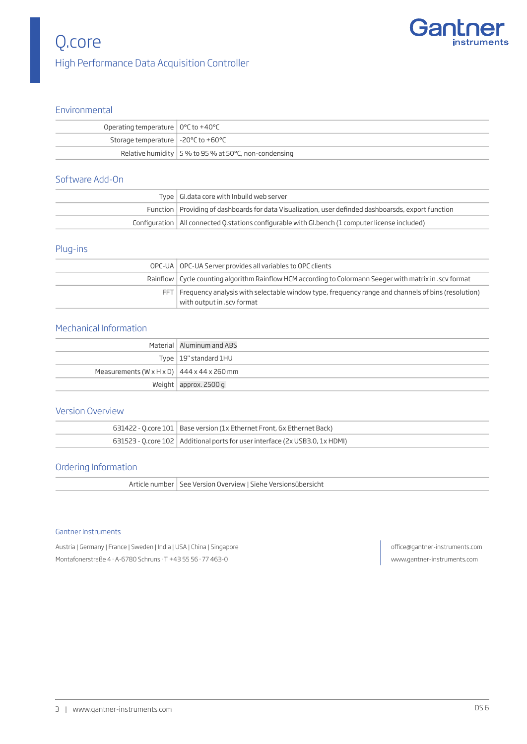# Q.core

## High Performance Data Acquisition Controller

### Environmental

| | |
|---|---|
| Operating temperature | 0°C to +40°C |
| Storage temperature | -20°C to +60°C |
| Relative humidity | 5 % to 95 % at 50°C, non-condensing |

### Software Add-On

| | |
|---|---|
| Type | GI.data core with Inbuild web server |
| Function | Providing of dashboards for data Visualization, user definded dashboarsds, export function |
| Configuration | All connected Q.stations configurable with GI.bench (1 computer license included) |

### Plug-ins

| | |
|---|---|
| OPC-UA | OPC-UA Server provides all variables to OPC clients |
| Rainflow | Cycle counting algorithm Rainflow HCM according to Colormann Seeger with matrix in .scv format |
| FFT | Frequency analysis with selectable window type, frequency range and channels of bins (resolution) with output in .scv format |

### Mechanical Information

| | |
|---|---|
| Material | Aluminum and ABS |
| Type | 19" standard 1HU |
| Measurements (W x H x D) | 444 x 44 x 260 mm |
| Weight | approx. 2500 g |

### Version Overview

| | |
|---|---|
| 631422 - Q.core 101 | Base version (1x Ethernet Front, 6x Ethernet Back) |
| 631523 - Q.core 102 | Additional ports for user interface (2x USB3.0, 1x HDMI) |

### Ordering Information

| | |
|---|---|
| Article number | See Version Overview \| Siehe Versionsübersicht |

Gantner Instruments

Austria | Germany | France | Sweden | India | USA | China | Singapore

Montafonerstraße 4 · A-6780 Schruns · T +43 55 56 · 77 463-0

office@gantner-instruments.com

www.gantner-instruments.com